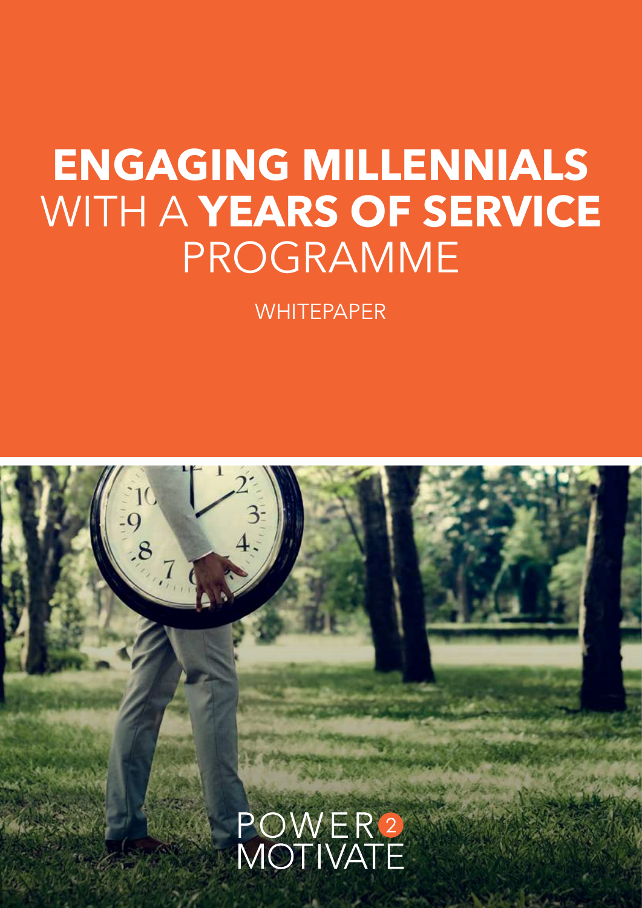# **ENGAGING MILLENNIALS** WITH A **YEARS OF SERVICE** PROGRAMME

WHITEPAPER

POWER 2 MOTIVATE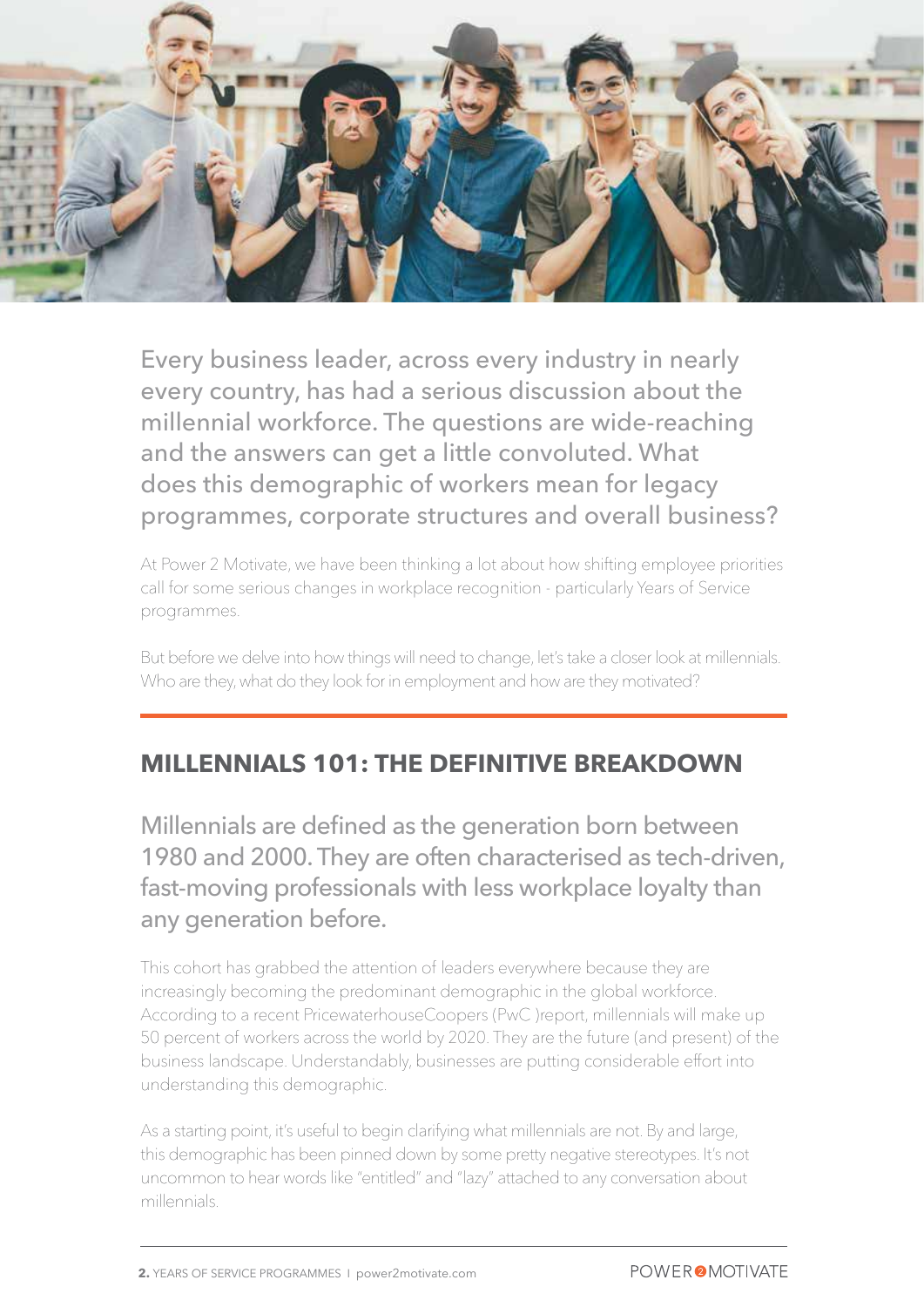Every business leader, across every industry in nearly every country, has had a serious discussion about the millennial workforce. The questions are wide-reaching and the answers can get a little convoluted. What does this demographic of workers mean for legacy programmes, corporate structures and overall business?

At Power 2 Motivate, we have been thinking a lot about how shifting employee priorities call for some serious changes in workplace recognition - particularly Years of Service programmes.

But before we delve into how things will need to change, let's take a closer look at millennials. Who are they, what do they look for in employment and how are they motivated?

## MILLENNIALS 101: THE DEFINITIVE BREAKDOWN

Millennials are defined as the generation born between 1980 and 2000. They are often characterised as tech-driven, fast-moving professionals with less workplace loyalty than any generation before.

This cohort has grabbed the attention of leaders everywhere because they are increasingly becoming the predominant demographic in the global workforce. According to a recent PricewaterhouseCoopers (PwC )report, millennials will make up 50 percent of workers across the world by 2020. They are the future (and present) of the business landscape. Understandably, businesses are putting considerable effort into understanding this demographic.

As a starting point, it's useful to begin clarifying what millennials are not. By and large, this demographic has been pinned down by some pretty negative stereotypes. It's not uncommon to hear words like "entitled" and "lazy" attached to any conversation about millennials.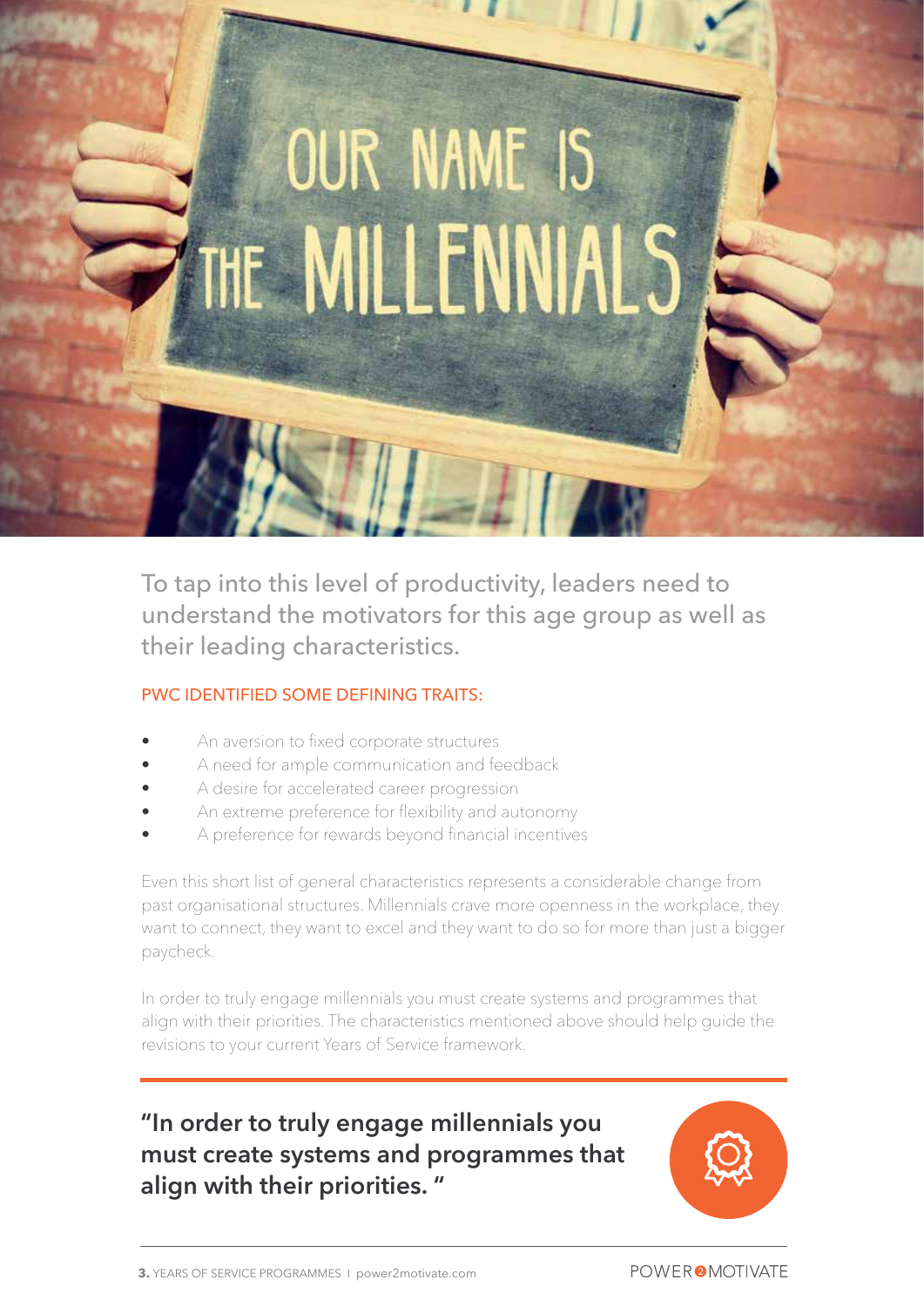To tap into this level of productivity, leaders need to understand the motivators for this age group as well as their leading characteristics.

### PWC IDENTIFIED SOME DEFINING TRAITS:

- An aversion to fixed corporate structures
- A need for ample communication and feedback
- A desire for accelerated career progression
- An extreme preference for flexibility and autonomy
- A preference for rewards beyond financial incentives

Even this short list of general characteristics represents a considerable change from past organisational structures. Millennials crave more openness in the workplace, they want to connect, they want to excel and they want to do so for more than just a bigger paycheck.

In order to truly engage millennials you must create systems and programmes that align with their priorities. The characteristics mentioned above should help guide the revisions to your current Years of Service framework.

**"In order to truly engage millennials you must create systems and programmes that align with their priorities. "**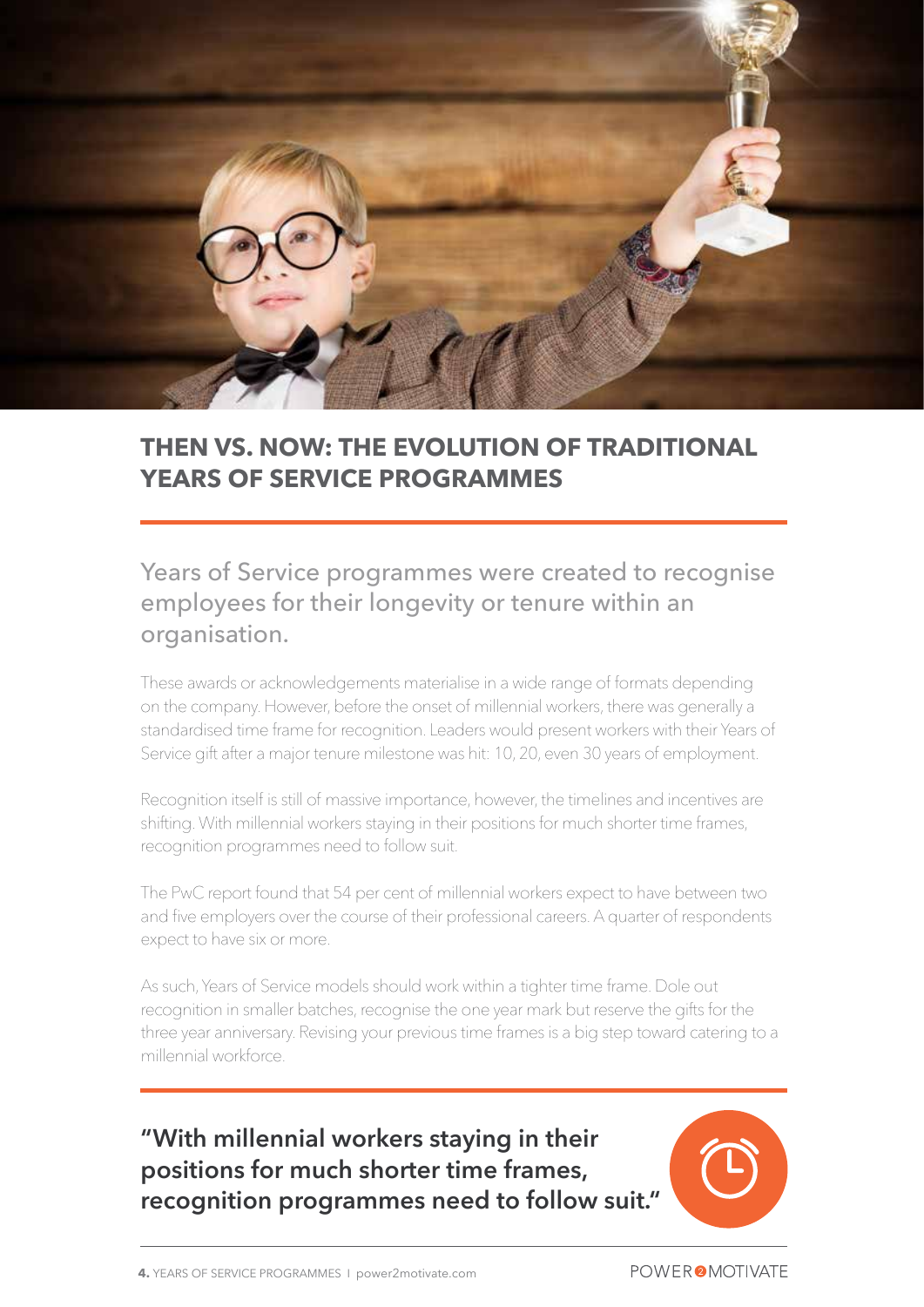## THEN VS. NOW: THE EVOLUTION OF TRADITIONAL YEARS OF SERVICE PROGRAMMES

Years of Service programmes were created to recognise employees for their longevity or tenure within an organisation.

These awards or acknowledgements materialise in a wide range of formats depending on the company. However, before the onset of millennial workers, there was generally a standardised time frame for recognition. Leaders would present workers with their Years of Service gift after a major tenure milestone was hit: 10, 20, even 30 years of employment.

Recognition itself is still of massive importance, however, the timelines and incentives are shifting. With millennial workers staying in their positions for much shorter time frames, recognition programmes need to follow suit.

The PwC report found that 54 per cent of millennial workers expect to have between two and five employers over the course of their professional careers. A quarter of respondents expect to have six or more.

As such, Years of Service models should work within a tighter time frame. Dole out recognition in smaller batches, recognise the one year mark but reserve the gifts for the three year anniversary. Revising your previous time frames is a big step toward catering to a millennial workforce.

**"With millennial workers staying in their positions for much shorter time frames, recognition programmes need to follow suit."**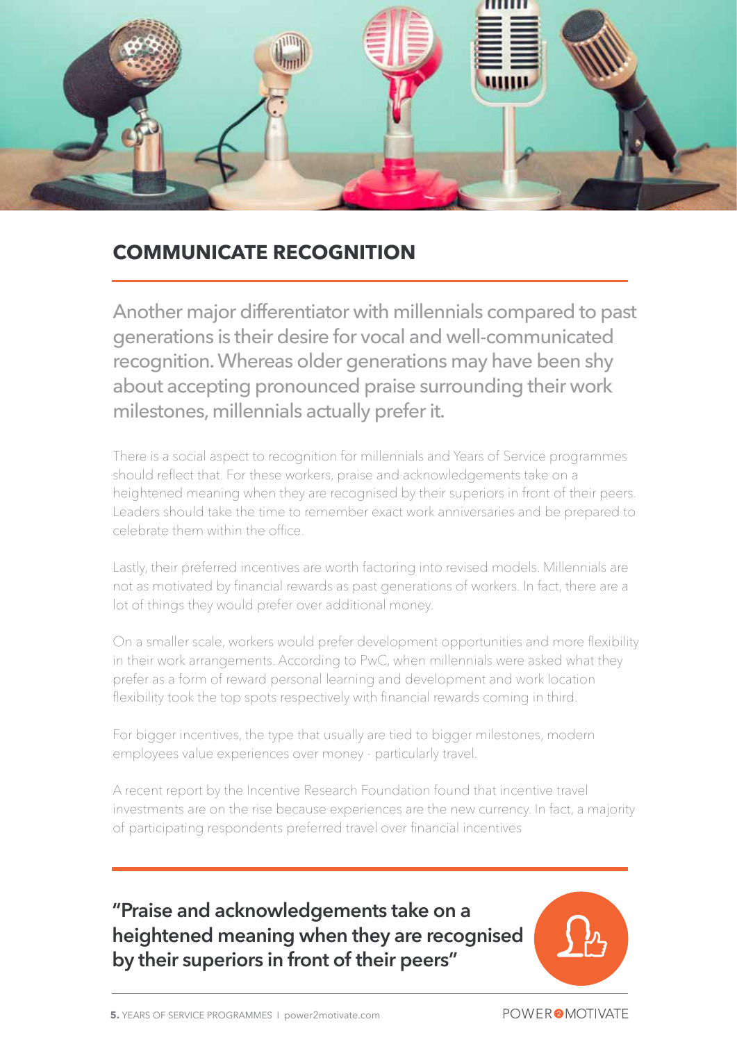## COMMUNICATE RECOGNITION

Another major differentiator with millennials compared to past generations is their desire for vocal and well-communicated recognition. Whereas older generations may have been shy about accepting pronounced praise surrounding their work milestones, millennials actually prefer it.

There is a social aspect to recognition for millennials and Years of Service programmes should reflect that. For these workers, praise and acknowledgements take on a heightened meaning when they are recognised by their superiors in front of their peers. Leaders should take the time to remember exact work anniversaries and be prepared to celebrate them within the office.

Lastly, their preferred incentives are worth factoring into revised models. Millennials are not as motivated by financial rewards as past generations of workers. In fact, there are a lot of things they would prefer over additional money.

On a smaller scale, workers would prefer development opportunities and more flexibility in their work arrangements. According to PwC, when millennials were asked what they prefer as a form of reward personal learning and development and work location flexibility took the top spots respectively with financial rewards coming in third.

For bigger incentives, the type that usually are tied to bigger milestones, modern employees value experiences over money - particularly travel.

A recent report by the Incentive Research Foundation found that incentive travel investments are on the rise because experiences are the new currency. In fact, a majority of participating respondents preferred travel over financial incentives

**"Praise and acknowledgements take on a heightened meaning when they are recognised by their superiors in front of their peers"**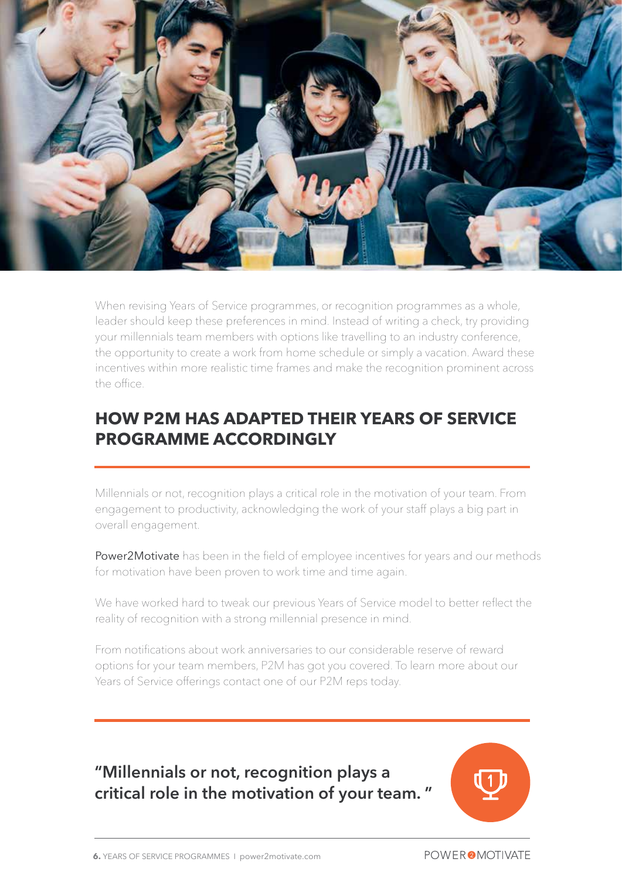When revising Years of Service programmes, or recognition programmes as a whole, leader should keep these preferences in mind. Instead of writing a check, try providing your millennials team members with options like travelling to an industry conference, the opportunity to create a work from home schedule or simply a vacation. Award these incentives within more realistic time frames and make the recognition prominent across the office.

## HOW P2M HAS ADAPTED THEIR YEARS OF SERVICE PROGRAMME ACCORDINGLY

Millennials or not, recognition plays a critical role in the motivation of your team. From engagement to productivity, acknowledging the work of your staff plays a big part in overall engagement.

Power2Motivate has been in the field of employee incentives for years and our methods for motivation have been proven to work time and time again.

We have worked hard to tweak our previous Years of Service model to better reflect the reality of recognition with a strong millennial presence in mind.

From notifications about work anniversaries to our considerable reserve of reward options for your team members, P2M has got you covered. To learn more about our Years of Service offerings contact one of our P2M reps today.

**"Millennials or not, recognition plays a critical role in the motivation of your team. "**